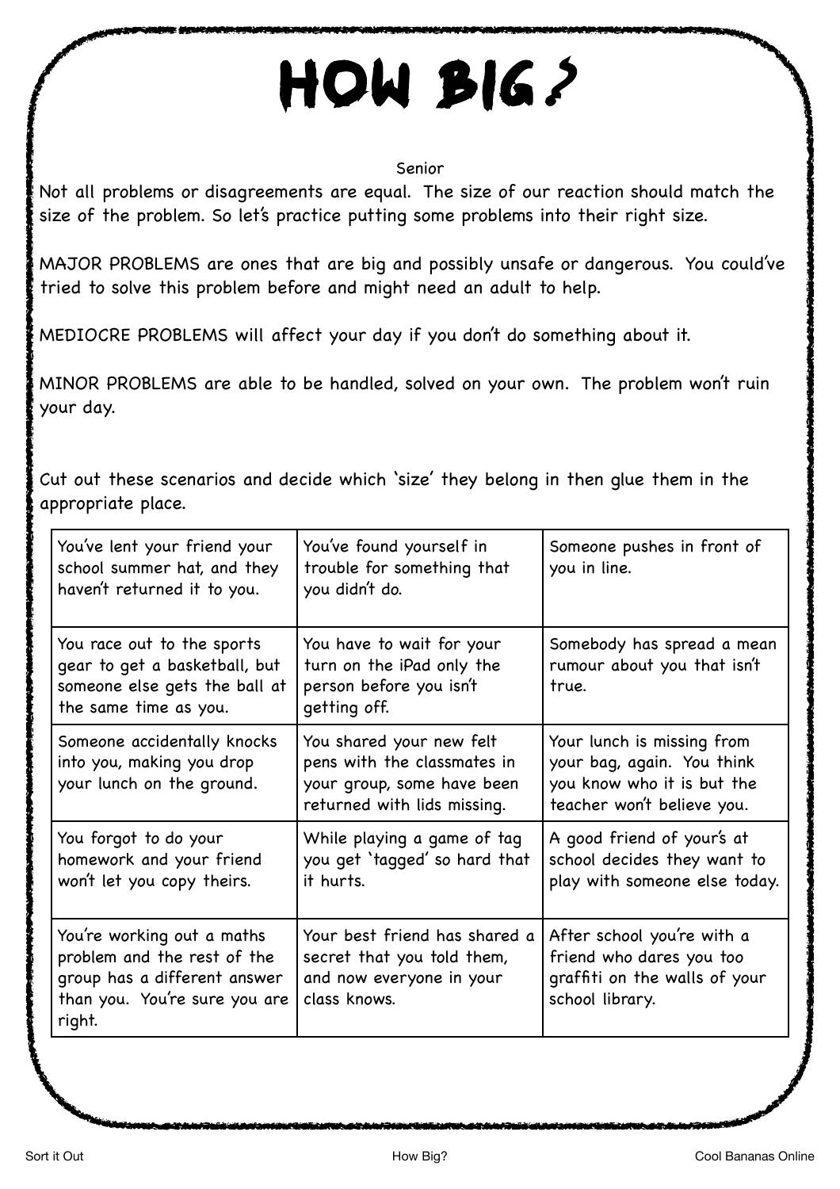# HOW BIG?

Senior

Not all problems or disagreements are equal. The size of our reaction should match the size of the problem. So let's practice putting some problems into their right size.

MAJOR PROBLEMS are ones that are big and possibly unsafe or dangerous. You could've tried to solve this problem before and might need an adult to help.

MEDIOCRE PROBLEMS will affect your day if you don't do something about it.

MINOR PROBLEMS are able to be handled, solved on your own. The problem won't ruin your day.

Cut out these scenarios and decide which 'size' they belong in then glue them in the appropriate place.

| | | |
|---|---|---|
| You've lent your friend your school summer hat, and they haven't returned it to you. | You've found yourself in trouble for something that you didn't do. | Someone pushes in front of you in line. |
| You race out to the sports gear to get a basketball, but someone else gets the ball at the same time as you. | You have to wait for your turn on the iPad only the person before you isn't getting off. | Somebody has spread a mean rumour about you that isn't true. |
| Someone accidentally knocks into you, making you drop your lunch on the ground. | You shared your new felt pens with the classmates in your group, some have been returned with lids missing. | Your lunch is missing from your bag, again. You think you know who it is but the teacher won't believe you. |
| You forgot to do your homework and your friend won't let you copy theirs. | While playing a game of tag you get 'tagged' so hard that it hurts. | A good friend of your's at school decides they want to play with someone else today. |
| You're working out a maths problem and the rest of the group has a different answer than you. You're sure you are right. | Your best friend has shared a secret that you told them, and now everyone in your class knows. | After school you're with a friend who dares you too graffiti on the walls of your school library. |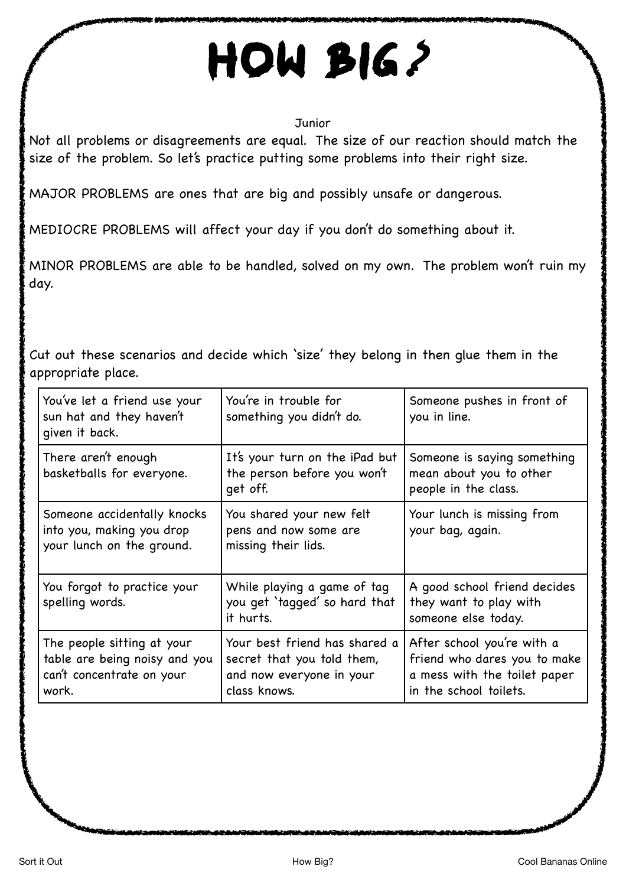# HOW BIG?

Junior

Not all problems or disagreements are equal. The size of our reaction should match the size of the problem. So let's practice putting some problems into their right size.

MAJOR PROBLEMS are ones that are big and possibly unsafe or dangerous.

MEDIOCRE PROBLEMS will affect your day if you don't do something about it.

MINOR PROBLEMS are able to be handled, solved on my own. The problem won't ruin my day.

Cut out these scenarios and decide which 'size' they belong in then glue them in the appropriate place.

| | | |
|---|---|---|
| You've let a friend use your sun hat and they haven't given it back. | You're in trouble for something you didn't do. | Someone pushes in front of you in line. |
| There aren't enough basketballs for everyone. | It's your turn on the iPad but the person before you won't get off. | Someone is saying something mean about you to other people in the class. |
| Someone accidentally knocks into you, making you drop your lunch on the ground. | You shared your new felt pens and now some are missing their lids. | Your lunch is missing from your bag, again. |
| You forgot to practice your spelling words. | While playing a game of tag you get 'tagged' so hard that it hurts. | A good school friend decides they want to play with someone else today. |
| The people sitting at your table are being noisy and you can't concentrate on your work. | Your best friend has shared a secret that you told them, and now everyone in your class knows. | After school you're with a friend who dares you to make a mess with the toilet paper in the school toilets. |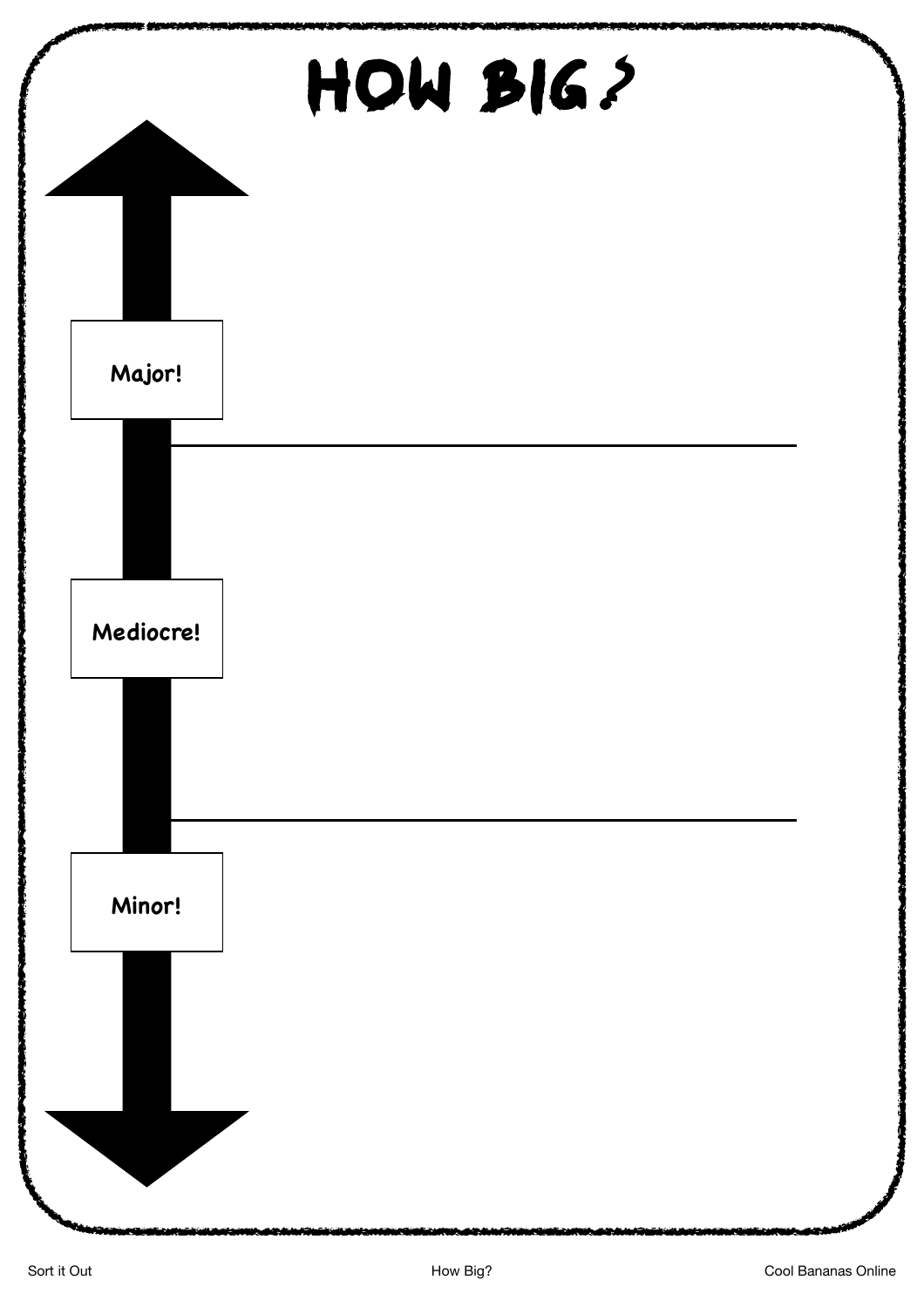# HOW BIG?

Major!

Mediocre!

Minor!